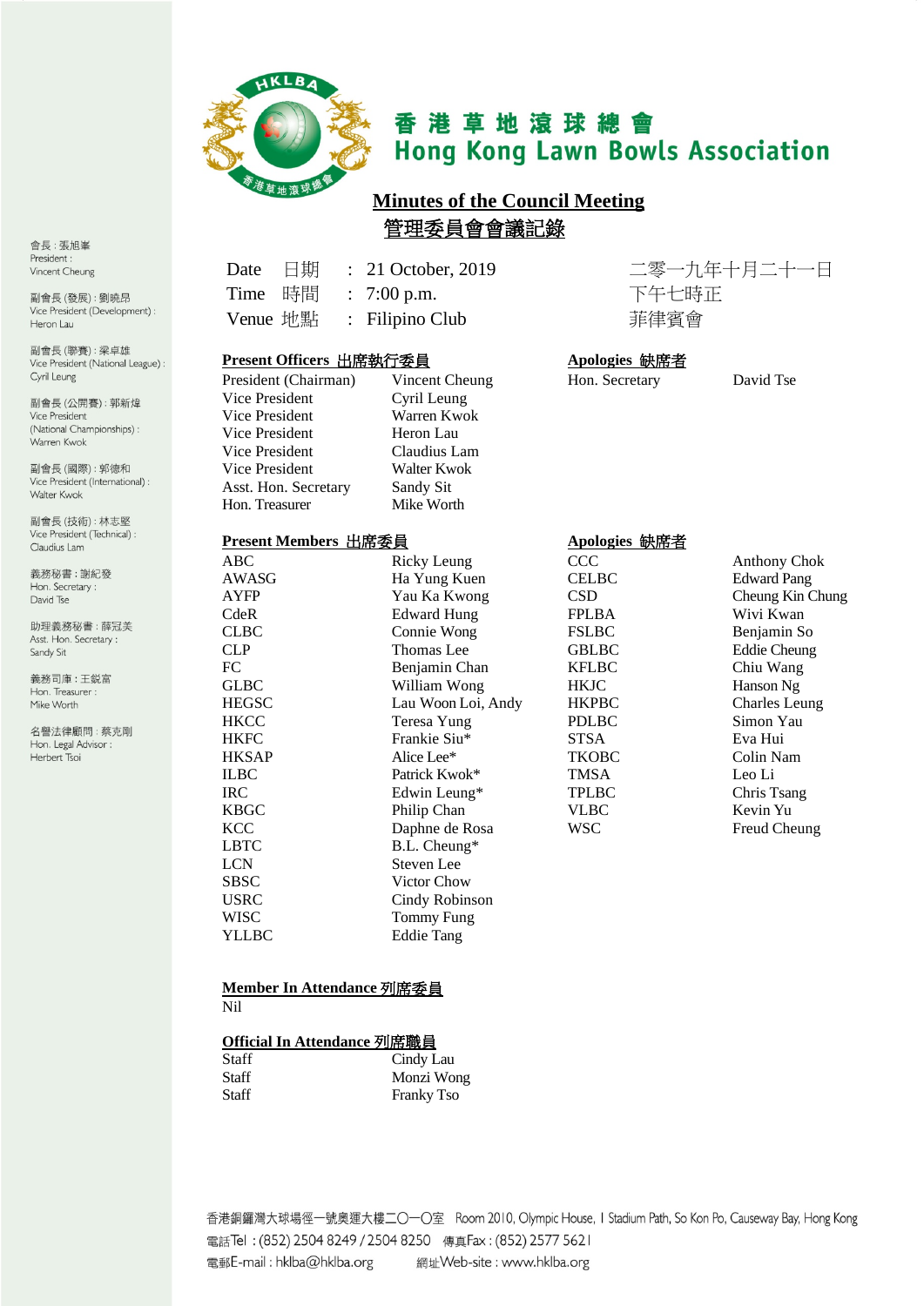# 香港草地滾球總會
# Hong Kong Lawn Bowls Association

會長：張旭峯
President : Vincent Cheung

副會長 (發展)：劉曉昂
Vice President (Development) : Heron Lau

副會長 (聯賽)：梁卓雄
Vice President (National League) : Cyril Leung

副會長 (公開賽)：郭新煒
Vice President (National Championships) : Warren Kwok

副會長 (國際)：郭德和
Vice President (International) : Walter Kwok

副會長 (技術)：林志堅
Vice President (Technical) : Claudius Lam

義務秘書：謝紀發
Hon. Secretary : David Tse

助理義務秘書：薛冠美
Asst. Hon. Secretary : Sandy Sit

義務司庫：王鋭富
Hon. Treasurer : Mike Worth

名譽法律顧問：蔡克剛
Hon. Legal Advisor : Herbert Tsoi

## Minutes of the Council Meeting
## 管理委員會會議記錄

| | | | |
|---|---|---|---|
| Date 日期 | : | 21 October, 2019 | 二零一九年十月二十一日 |
| Time 時間 | : | 7:00 p.m. | 下午七時正 |
| Venue 地點 | : | Filipino Club | 菲律賓會 |

**Present Officers 出席執行委員**

| | |
|---|---|
| President (Chairman) | Vincent Cheung |
| Vice President | Cyril Leung |
| Vice President | Warren Kwok |
| Vice President | Heron Lau |
| Vice President | Claudius Lam |
| Vice President | Walter Kwok |
| Asst. Hon. Secretary | Sandy Sit |
| Hon. Treasurer | Mike Worth |

**Apologies 缺席者**

| | |
|---|---|
| Hon. Secretary | David Tse |

**Present Members 出席委員**

| | |
|---|---|
| ABC | Ricky Leung |
| AWASG | Ha Yung Kuen |
| AYFP | Yau Ka Kwong |
| CdeR | Edward Hung |
| CLBC | Connie Wong |
| CLP | Thomas Lee |
| FC | Benjamin Chan |
| GLBC | William Wong |
| HEGSC | Lau Woon Loi, Andy |
| HKCC | Teresa Yung |
| HKFC | Frankie Siu* |
| HKSAP | Alice Lee* |
| ILBC | Patrick Kwok* |
| IRC | Edwin Leung* |
| KBGC | Philip Chan |
| KCC | Daphne de Rosa |
| LBTC | B.L. Cheung* |
| LCN | Steven Lee |
| SBSC | Victor Chow |
| USRC | Cindy Robinson |
| WISC | Tommy Fung |
| YLLBC | Eddie Tang |

**Apologies 缺席者**

| | |
|---|---|
| CCC | Anthony Chok |
| CELBC | Edward Pang |
| CSD | Cheung Kin Chung |
| FPLBA | Wivi Kwan |
| FSLBC | Benjamin So |
| GBLBC | Eddie Cheung |
| KFLBC | Chiu Wang |
| HKJC | Hanson Ng |
| HKPBC | Charles Leung |
| PDLBC | Simon Yau |
| STSA | Eva Hui |
| TKOBC | Colin Nam |
| TMSA | Leo Li |
| TPLBC | Chris Tsang |
| VLBC | Kevin Yu |
| WSC | Freud Cheung |

**Member In Attendance 列席委員**

Nil

**Official In Attendance 列席職員**

| | |
|---|---|
| Staff | Cindy Lau |
| Staff | Monzi Wong |
| Staff | Franky Tso |

香港銅鑼灣大球場徑一號奧運大樓二〇一〇室 Room 2010, Olympic House, 1 Stadium Path, So Kon Po, Causeway Bay, Hong Kong
電話Tel : (852) 2504 8249 / 2504 8250 傳真Fax : (852) 2577 5621
電郵E-mail : hklba@hklba.org 網址Web-site : www.hklba.org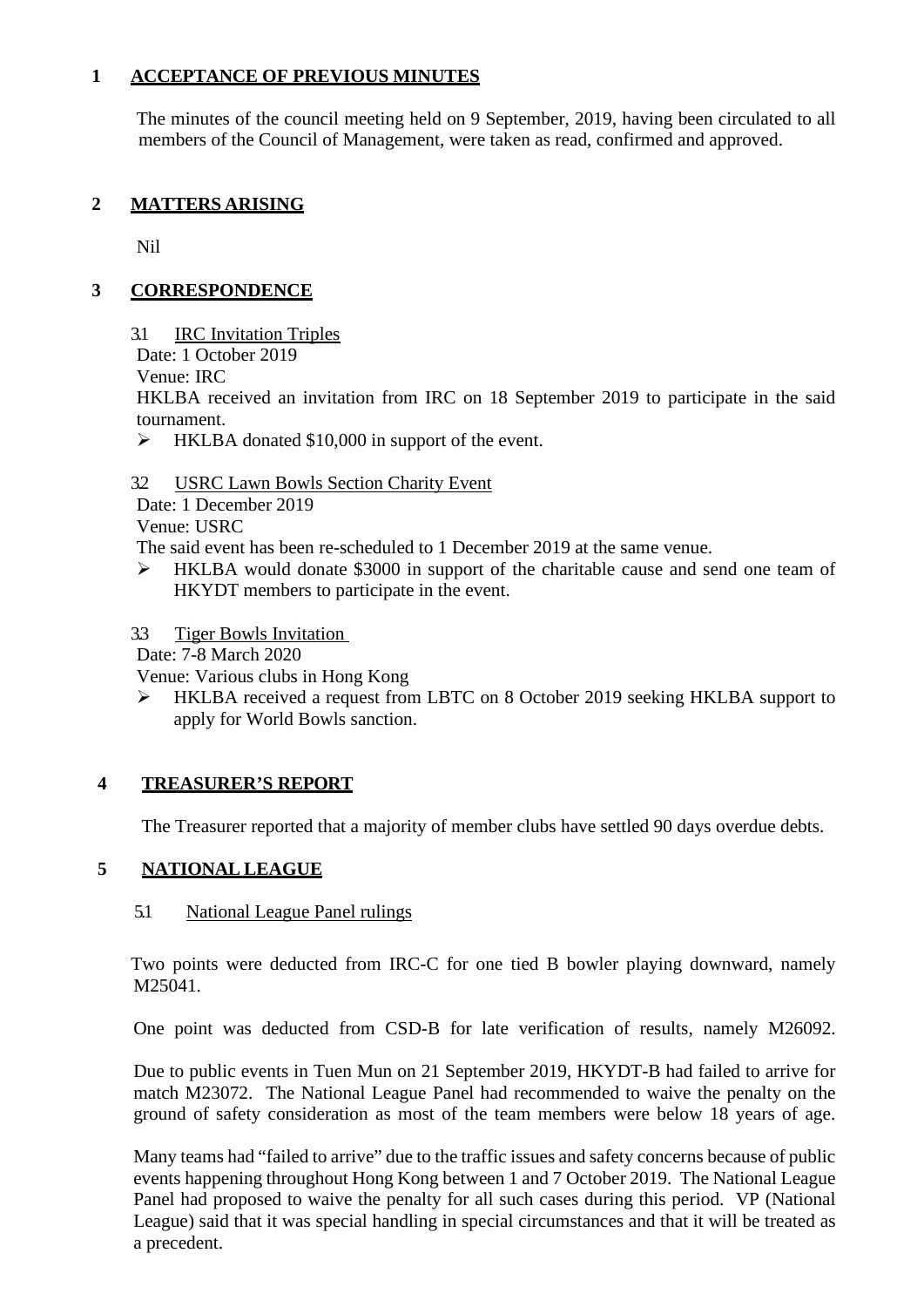## 1 ACCEPTANCE OF PREVIOUS MINUTES

The minutes of the council meeting held on 9 September, 2019, having been circulated to all members of the Council of Management, were taken as read, confirmed and approved.

## 2 MATTERS ARISING

Nil

## 3 CORRESPONDENCE

3.1 IRC Invitation Triples

Date: 1 October 2019

Venue: IRC

HKLBA received an invitation from IRC on 18 September 2019 to participate in the said tournament.

- HKLBA donated $10,000 in support of the event.

3.2 USRC Lawn Bowls Section Charity Event

Date: 1 December 2019

Venue: USRC

The said event has been re-scheduled to 1 December 2019 at the same venue.

- HKLBA would donate $3000 in support of the charitable cause and send one team of HKYDT members to participate in the event.

3.3 Tiger Bowls Invitation

Date: 7-8 March 2020

Venue: Various clubs in Hong Kong

- HKLBA received a request from LBTC on 8 October 2019 seeking HKLBA support to apply for World Bowls sanction.

## 4 TREASURER'S REPORT

The Treasurer reported that a majority of member clubs have settled 90 days overdue debts.

## 5 NATIONAL LEAGUE

5.1 National League Panel rulings

Two points were deducted from IRC-C for one tied B bowler playing downward, namely M25041.

One point was deducted from CSD-B for late verification of results, namely M26092.

Due to public events in Tuen Mun on 21 September 2019, HKYDT-B had failed to arrive for match M23072. The National League Panel had recommended to waive the penalty on the ground of safety consideration as most of the team members were below 18 years of age.

Many teams had "failed to arrive" due to the traffic issues and safety concerns because of public events happening throughout Hong Kong between 1 and 7 October 2019. The National League Panel had proposed to waive the penalty for all such cases during this period. VP (National League) said that it was special handling in special circumstances and that it will be treated as a precedent.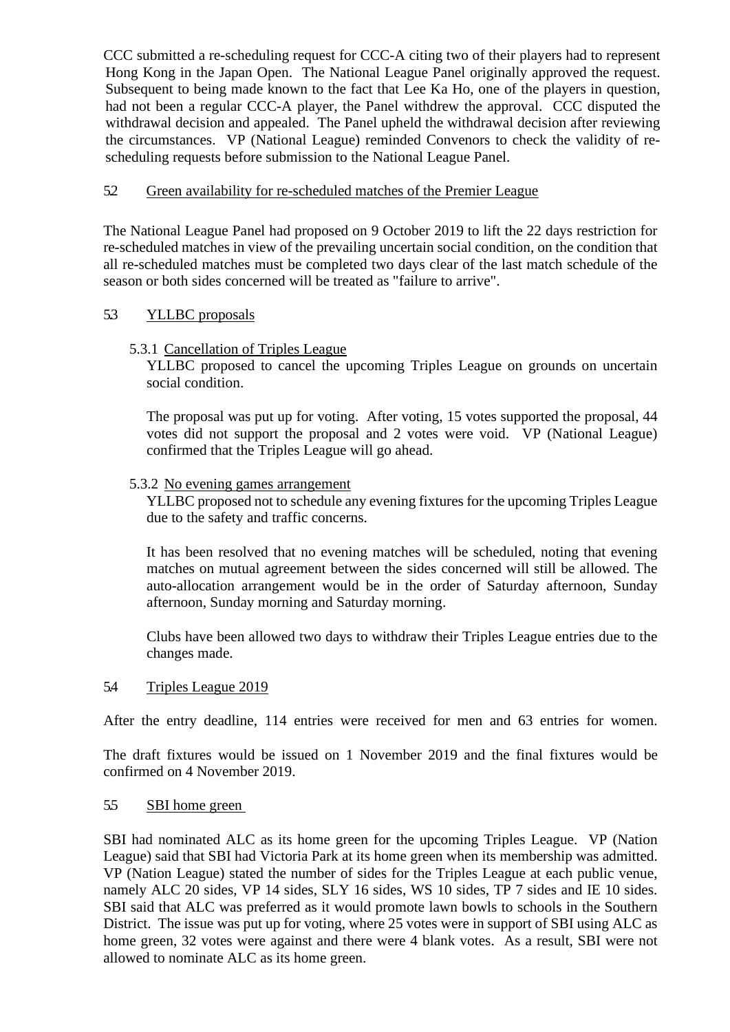CCC submitted a re-scheduling request for CCC-A citing two of their players had to represent Hong Kong in the Japan Open. The National League Panel originally approved the request. Subsequent to being made known to the fact that Lee Ka Ho, one of the players in question, had not been a regular CCC-A player, the Panel withdrew the approval. CCC disputed the withdrawal decision and appealed. The Panel upheld the withdrawal decision after reviewing the circumstances. VP (National League) reminded Convenors to check the validity of re-scheduling requests before submission to the National League Panel.

5.2 Green availability for re-scheduled matches of the Premier League

The National League Panel had proposed on 9 October 2019 to lift the 22 days restriction for re-scheduled matches in view of the prevailing uncertain social condition, on the condition that all re-scheduled matches must be completed two days clear of the last match schedule of the season or both sides concerned will be treated as "failure to arrive".

5.3 YLLBC proposals

5.3.1 Cancellation of Triples League

YLLBC proposed to cancel the upcoming Triples League on grounds on uncertain social condition.

The proposal was put up for voting. After voting, 15 votes supported the proposal, 44 votes did not support the proposal and 2 votes were void. VP (National League) confirmed that the Triples League will go ahead.

5.3.2 No evening games arrangement

YLLBC proposed not to schedule any evening fixtures for the upcoming Triples League due to the safety and traffic concerns.

It has been resolved that no evening matches will be scheduled, noting that evening matches on mutual agreement between the sides concerned will still be allowed. The auto-allocation arrangement would be in the order of Saturday afternoon, Sunday afternoon, Sunday morning and Saturday morning.

Clubs have been allowed two days to withdraw their Triples League entries due to the changes made.

5.4 Triples League 2019

After the entry deadline, 114 entries were received for men and 63 entries for women.

The draft fixtures would be issued on 1 November 2019 and the final fixtures would be confirmed on 4 November 2019.

5.5 SBI home green

SBI had nominated ALC as its home green for the upcoming Triples League. VP (Nation League) said that SBI had Victoria Park at its home green when its membership was admitted. VP (Nation League) stated the number of sides for the Triples League at each public venue, namely ALC 20 sides, VP 14 sides, SLY 16 sides, WS 10 sides, TP 7 sides and IE 10 sides. SBI said that ALC was preferred as it would promote lawn bowls to schools in the Southern District. The issue was put up for voting, where 25 votes were in support of SBI using ALC as home green, 32 votes were against and there were 4 blank votes. As a result, SBI were not allowed to nominate ALC as its home green.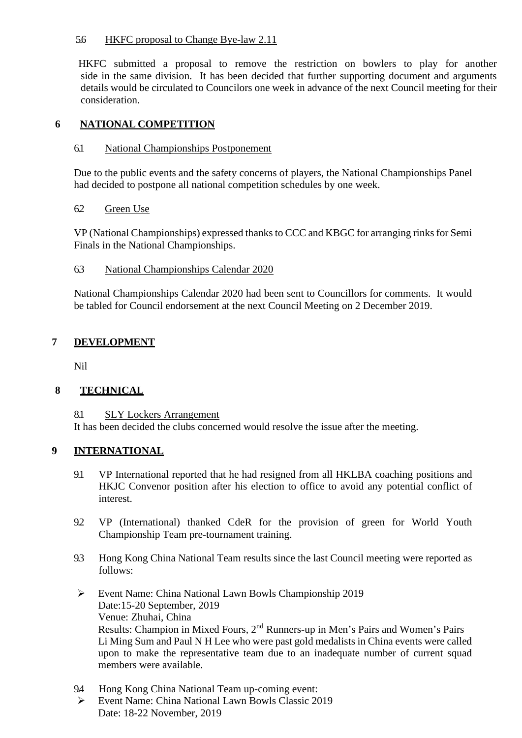5.6 HKFC proposal to Change Bye-law 2.11

HKFC submitted a proposal to remove the restriction on bowlers to play for another side in the same division. It has been decided that further supporting document and arguments details would be circulated to Councilors one week in advance of the next Council meeting for their consideration.

## 6 NATIONAL COMPETITION

6.1 National Championships Postponement

Due to the public events and the safety concerns of players, the National Championships Panel had decided to postpone all national competition schedules by one week.

6.2 Green Use

VP (National Championships) expressed thanks to CCC and KBGC for arranging rinks for Semi Finals in the National Championships.

6.3 National Championships Calendar 2020

National Championships Calendar 2020 had been sent to Councillors for comments. It would be tabled for Council endorsement at the next Council Meeting on 2 December 2019.

## 7 DEVELOPMENT

Nil

## 8 TECHNICAL

8.1 SLY Lockers Arrangement
It has been decided the clubs concerned would resolve the issue after the meeting.

## 9 INTERNATIONAL

9.1 VP International reported that he had resigned from all HKLBA coaching positions and HKJC Convenor position after his election to office to avoid any potential conflict of interest.

9.2 VP (International) thanked CdeR for the provision of green for World Youth Championship Team pre-tournament training.

9.3 Hong Kong China National Team results since the last Council meeting were reported as follows:

- Event Name: China National Lawn Bowls Championship 2019
  Date:15-20 September, 2019
  Venue: Zhuhai, China
  Results: Champion in Mixed Fours, 2nd Runners-up in Men's Pairs and Women's Pairs
  Li Ming Sum and Paul N H Lee who were past gold medalists in China events were called upon to make the representative team due to an inadequate number of current squad members were available.

9.4 Hong Kong China National Team up-coming event:

- Event Name: China National Lawn Bowls Classic 2019
  Date: 18-22 November, 2019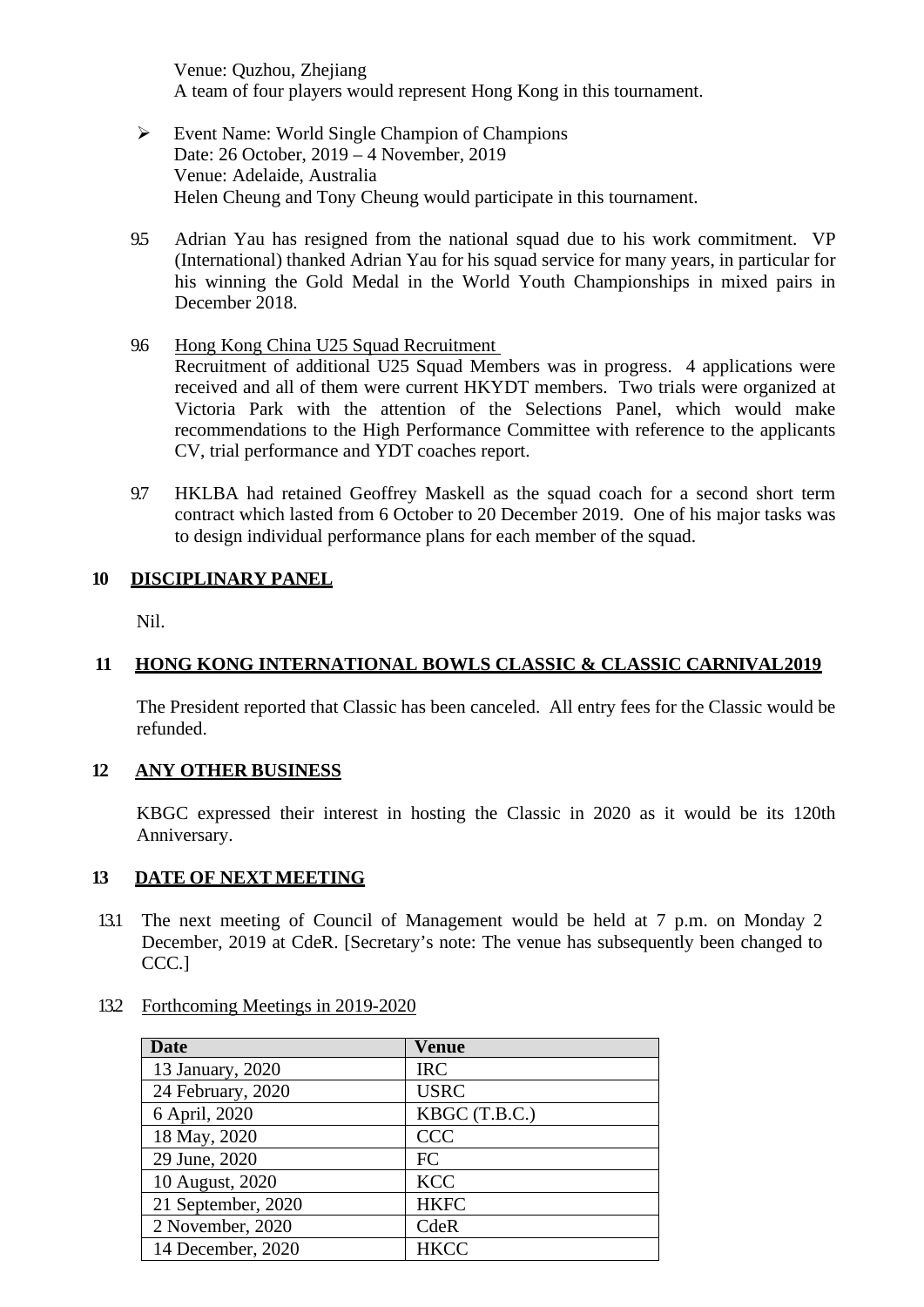Venue: Quzhou, Zhejiang
A team of four players would represent Hong Kong in this tournament.

- Event Name: World Single Champion of Champions
Date: 26 October, 2019 – 4 November, 2019
Venue: Adelaide, Australia
Helen Cheung and Tony Cheung would participate in this tournament.

9.5 Adrian Yau has resigned from the national squad due to his work commitment. VP (International) thanked Adrian Yau for his squad service for many years, in particular for his winning the Gold Medal in the World Youth Championships in mixed pairs in December 2018.

9.6 Hong Kong China U25 Squad Recruitment
Recruitment of additional U25 Squad Members was in progress. 4 applications were received and all of them were current HKYDT members. Two trials were organized at Victoria Park with the attention of the Selections Panel, which would make recommendations to the High Performance Committee with reference to the applicants CV, trial performance and YDT coaches report.

9.7 HKLBA had retained Geoffrey Maskell as the squad coach for a second short term contract which lasted from 6 October to 20 December 2019. One of his major tasks was to design individual performance plans for each member of the squad.

## 10 DISCIPLINARY PANEL

Nil.

## 11 HONG KONG INTERNATIONAL BOWLS CLASSIC & CLASSIC CARNIVAL2019

The President reported that Classic has been canceled. All entry fees for the Classic would be refunded.

## 12 ANY OTHER BUSINESS

KBGC expressed their interest in hosting the Classic in 2020 as it would be its 120th Anniversary.

## 13 DATE OF NEXT MEETING

13.1 The next meeting of Council of Management would be held at 7 p.m. on Monday 2 December, 2019 at CdeR. [Secretary's note: The venue has subsequently been changed to CCC.]

13.2 Forthcoming Meetings in 2019-2020

| Date | Venue |
|---|---|
| 13 January, 2020 | IRC |
| 24 February, 2020 | USRC |
| 6 April, 2020 | KBGC (T.B.C.) |
| 18 May, 2020 | CCC |
| 29 June, 2020 | FC |
| 10 August, 2020 | KCC |
| 21 September, 2020 | HKFC |
| 2 November, 2020 | CdeR |
| 14 December, 2020 | HKCC |